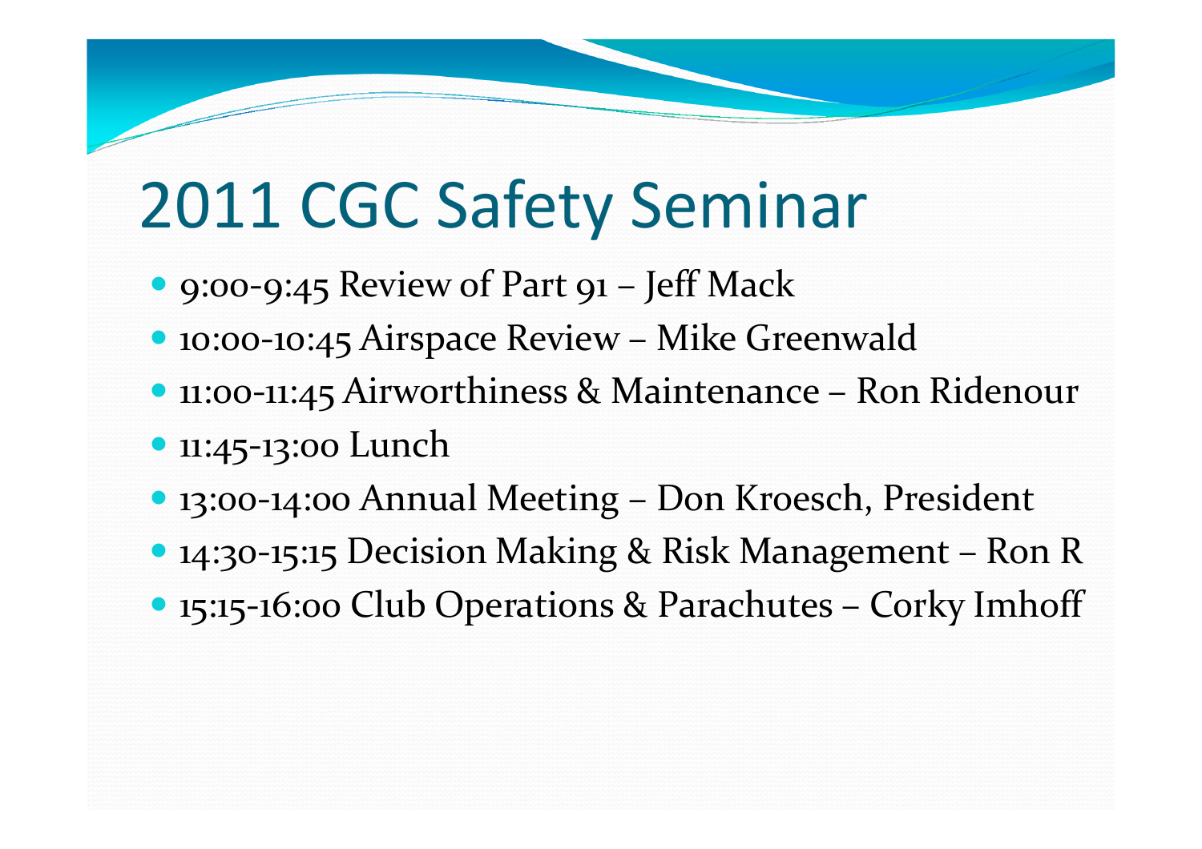# 2011 CGC Safety Seminar

- 9:00-9:45 Review of Part 91 – Jeff Mack
- 10:00-10:45 Airspace Review – Mike Greenwald
- 11:00-11:45 Airworthiness & Maintenance – Ron Ridenour
- 11:45-13:00 Lunch
- 13:00-14:00 Annual Meeting – Don Kroesch, President
- 14:30-15:15 Decision Making & Risk Management – Ron R
- 15:15-16:00 Club Operations & Parachutes – Corky Imhoff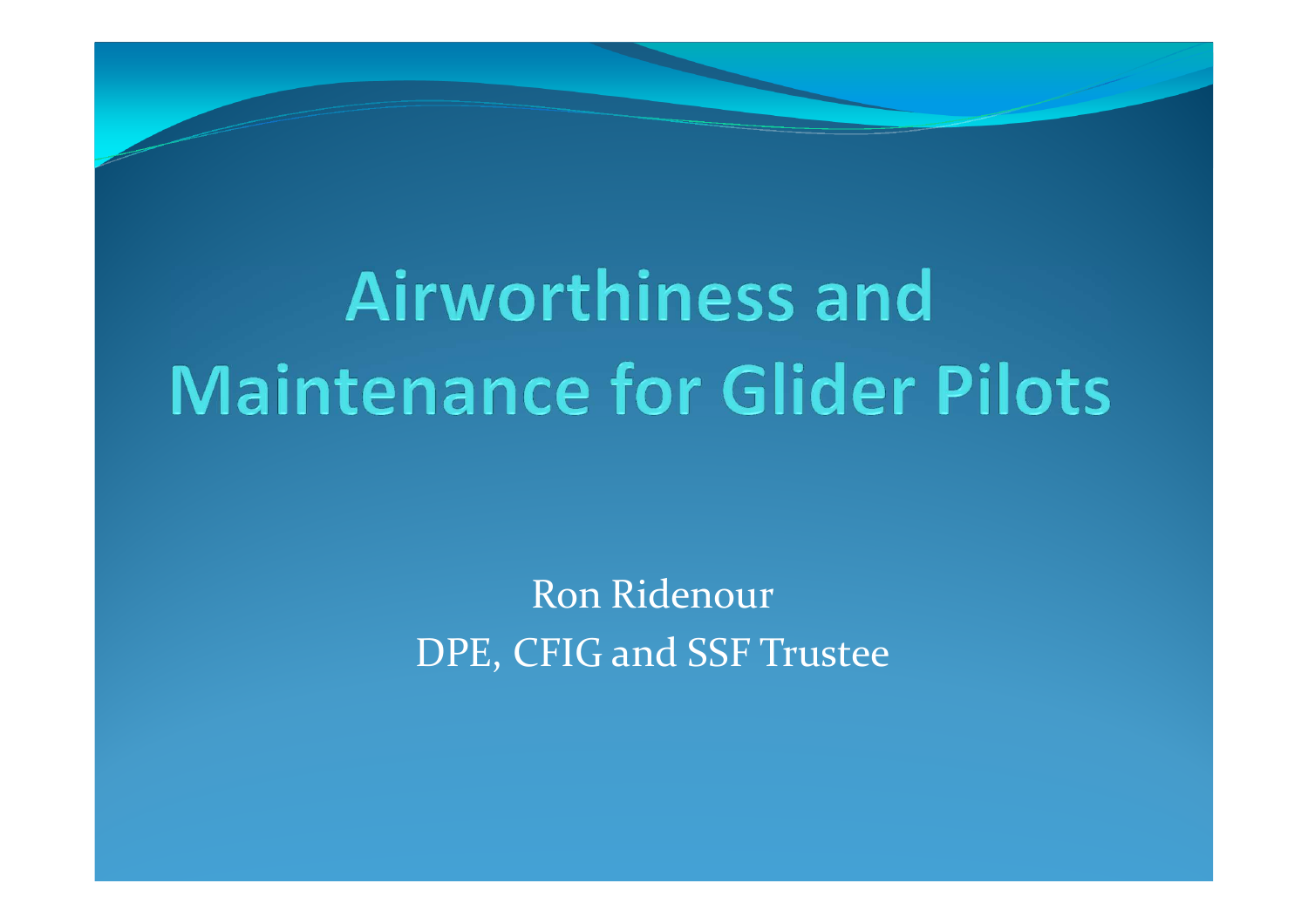# Airworthiness and Maintenance for Glider Pilots

Ron Ridenour
DPE, CFIG and SSF Trustee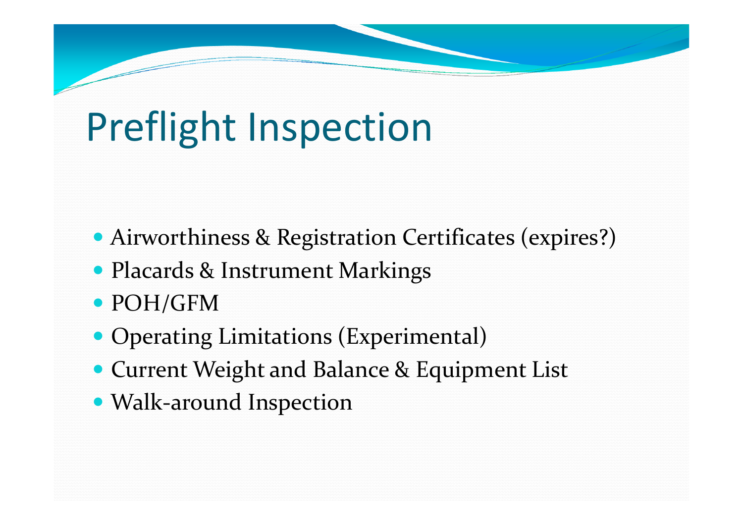# Preflight Inspection

- Airworthiness & Registration Certificates (expires?)
- Placards & Instrument Markings
- POH/GFM
- Operating Limitations (Experimental)
- Current Weight and Balance & Equipment List
- Walk-around Inspection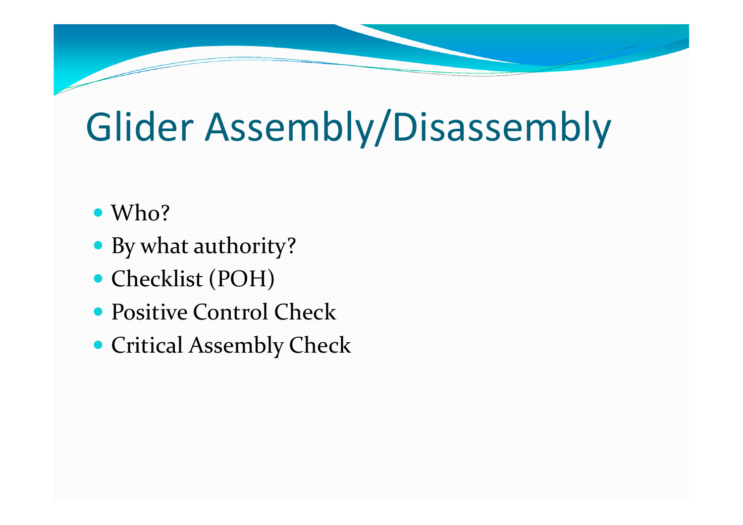# Glider Assembly/Disassembly

- Who?
- By what authority?
- Checklist (POH)
- Positive Control Check
- Critical Assembly Check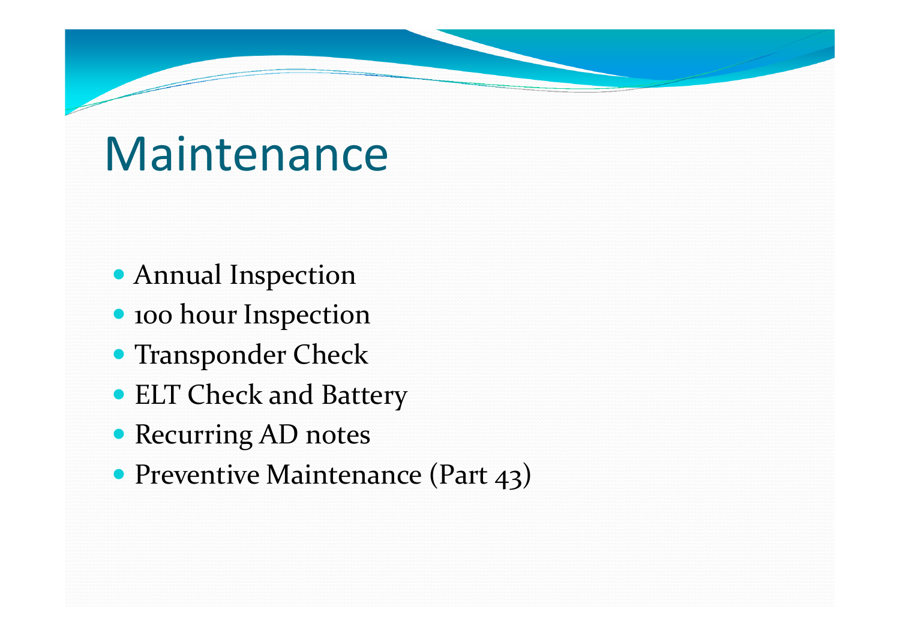# Maintenance

- Annual Inspection
- 100 hour Inspection
- Transponder Check
- ELT Check and Battery
- Recurring AD notes
- Preventive Maintenance (Part 43)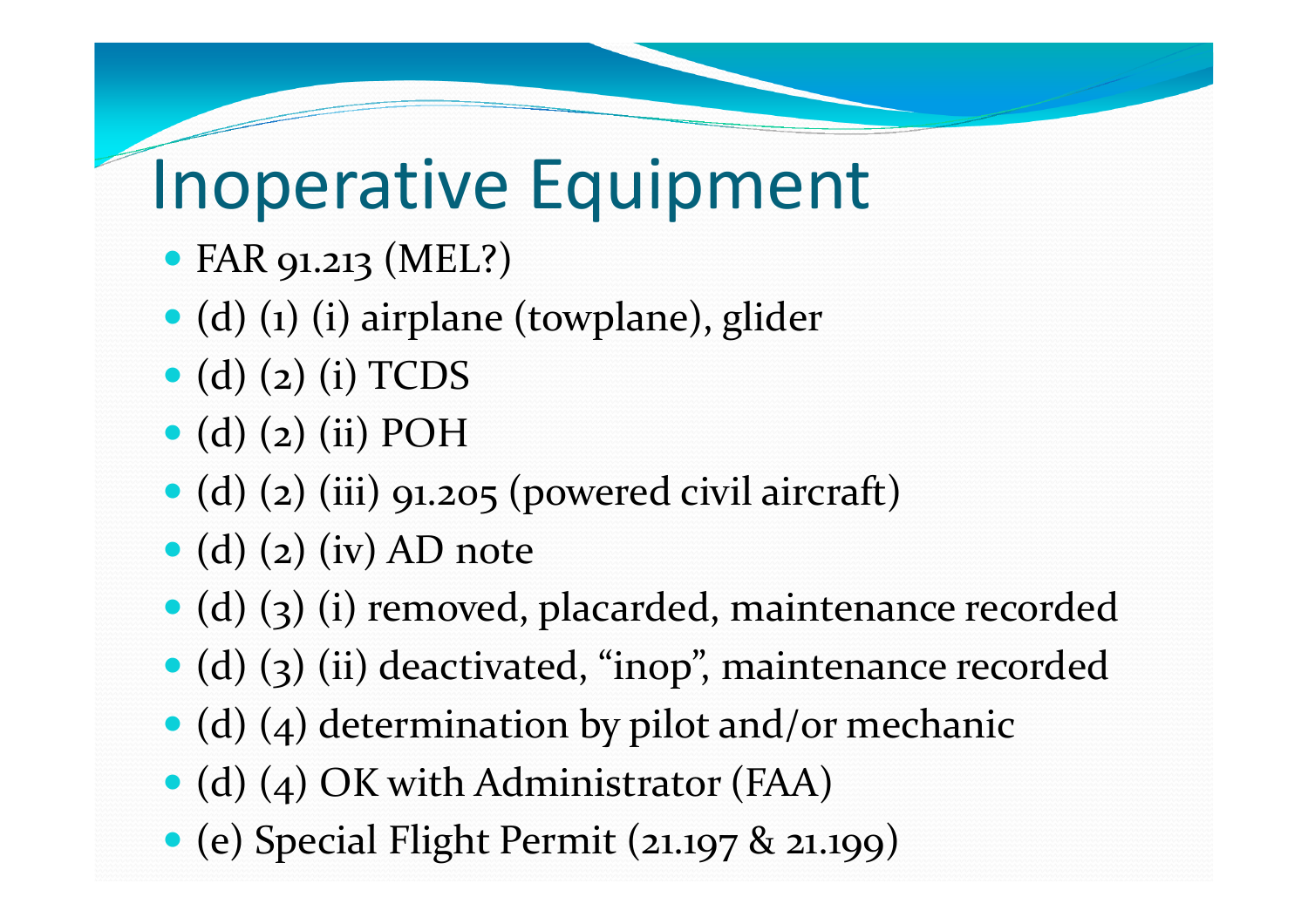# Inoperative Equipment

- FAR 91.213 (MEL?)
- (d) (1) (i) airplane (towplane), glider
- (d) (2) (i) TCDS
- (d) (2) (ii) POH
- (d) (2) (iii) 91.205 (powered civil aircraft)
- (d) (2) (iv) AD note
- (d) (3) (i) removed, placarded, maintenance recorded
- (d) (3) (ii) deactivated, "inop", maintenance recorded
- (d) (4) determination by pilot and/or mechanic
- (d) (4) OK with Administrator (FAA)
- (e) Special Flight Permit (21.197 & 21.199)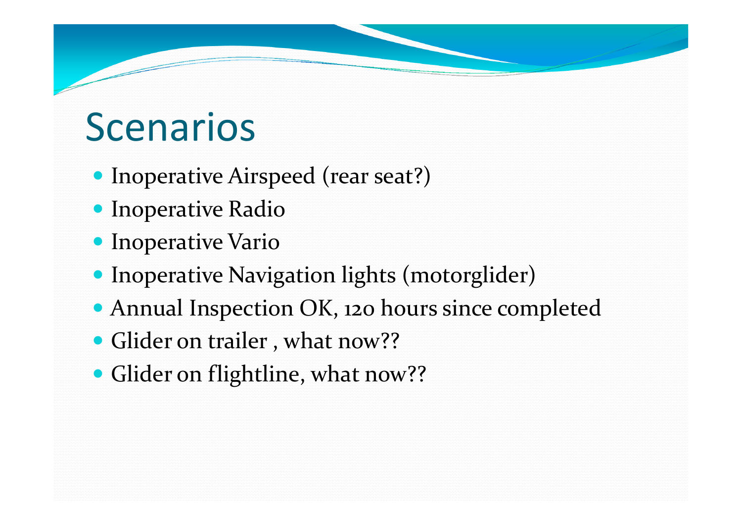# Scenarios

- Inoperative Airspeed (rear seat?)
- Inoperative Radio
- Inoperative Vario
- Inoperative Navigation lights (motorglider)
- Annual Inspection OK, 120 hours since completed
- Glider on trailer , what now??
- Glider on flightline, what now??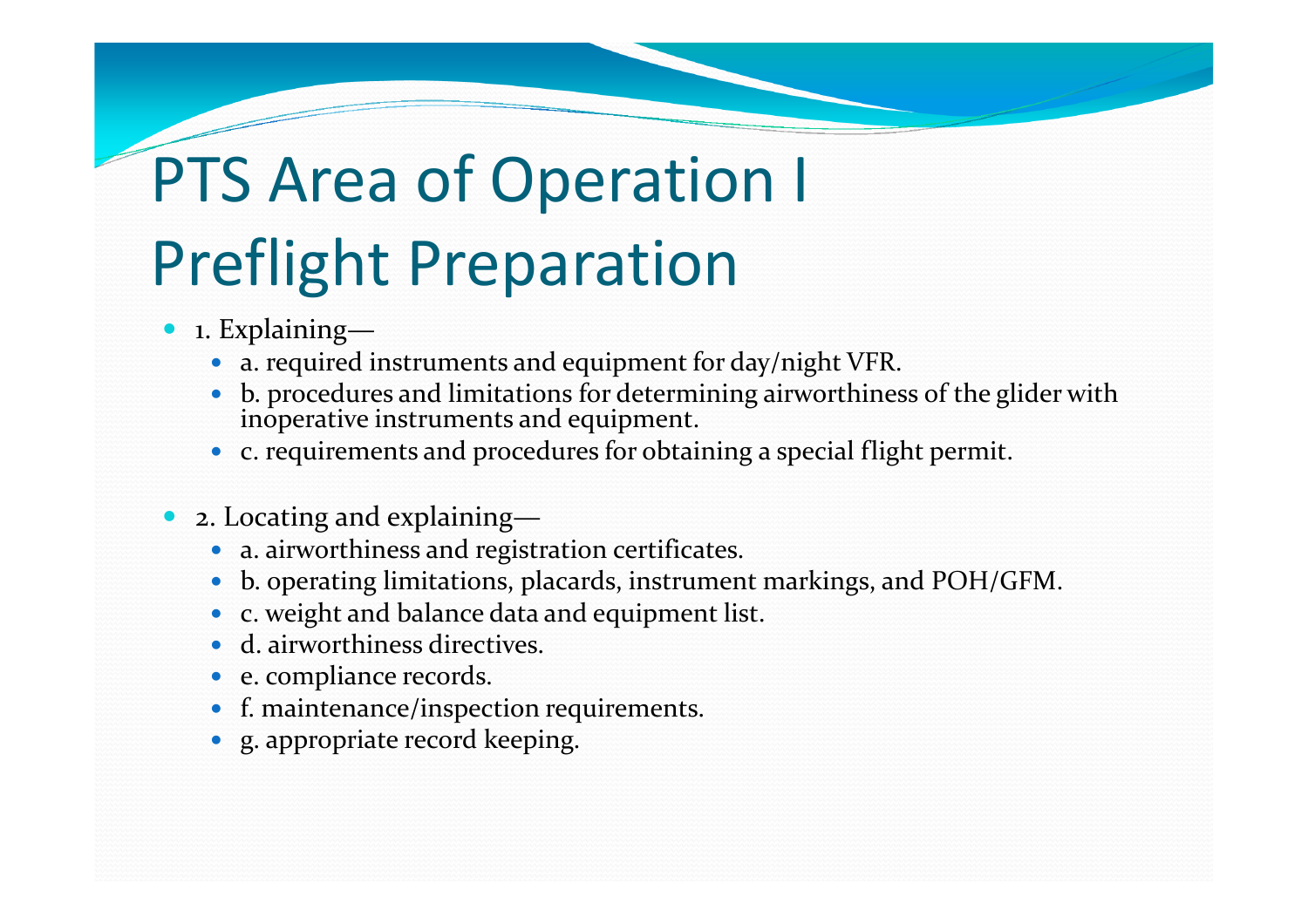# PTS Area of Operation I Preflight Preparation

- 1. Explaining—
  - a. required instruments and equipment for day/night VFR.
  - b. procedures and limitations for determining airworthiness of the glider with inoperative instruments and equipment.
  - c. requirements and procedures for obtaining a special flight permit.
- 2. Locating and explaining—
  - a. airworthiness and registration certificates.
  - b. operating limitations, placards, instrument markings, and POH/GFM.
  - c. weight and balance data and equipment list.
  - d. airworthiness directives.
  - e. compliance records.
  - f. maintenance/inspection requirements.
  - g. appropriate record keeping.